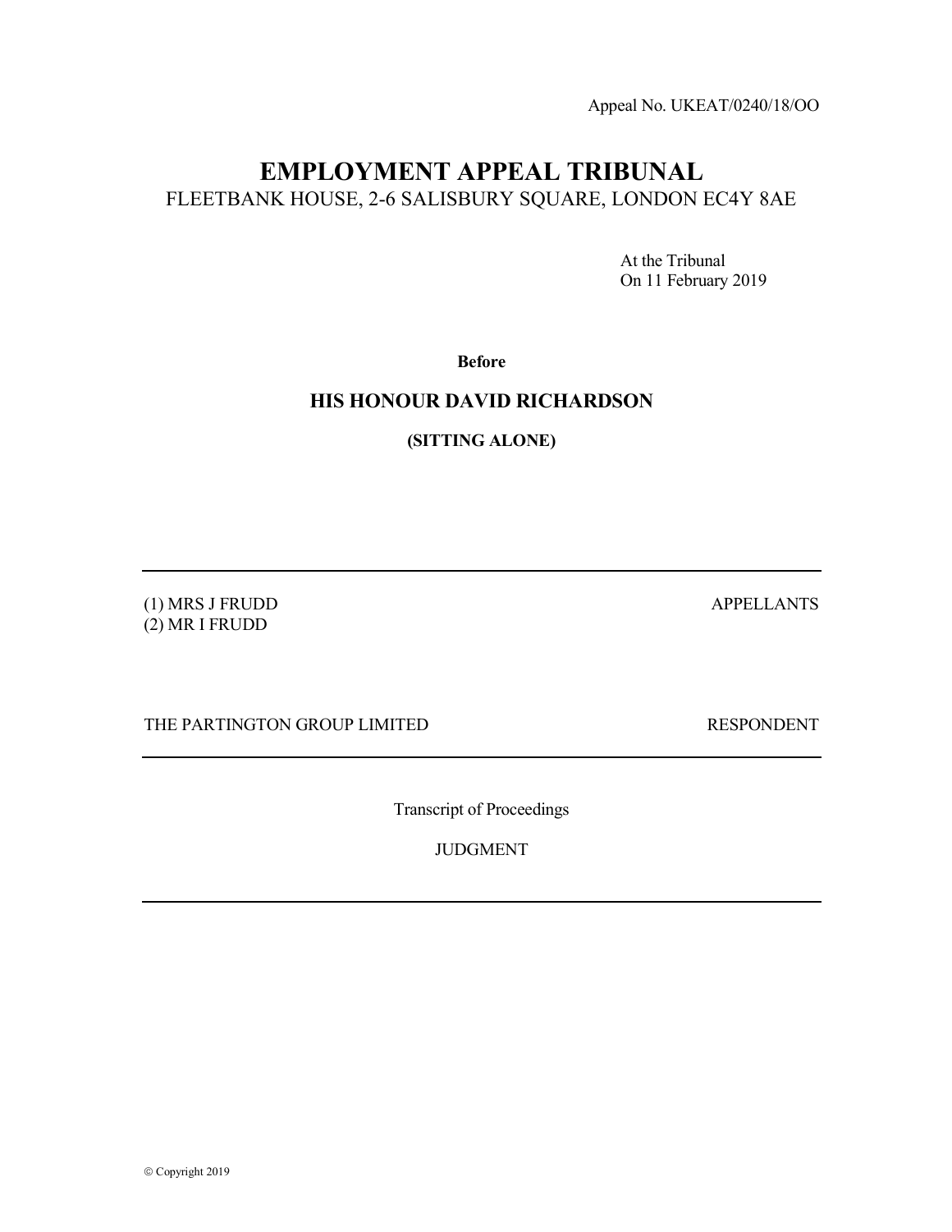Appeal No. UKEAT/0240/18/OO

# EMPLOYMENT APPEAL TRIBUNAL

FLEETBANK HOUSE, 2-6 SALISBURY SQUARE, LONDON EC4Y 8AE

At the Tribunal
On 11 February 2019

**Before**

## HIS HONOUR DAVID RICHARDSON

**(SITTING ALONE)**

---

(1) MRS J FRUDD
(2) MR I FRUDD

APPELLANTS

THE PARTINGTON GROUP LIMITED

RESPONDENT

---

Transcript of Proceedings

JUDGMENT

---

© Copyright 2019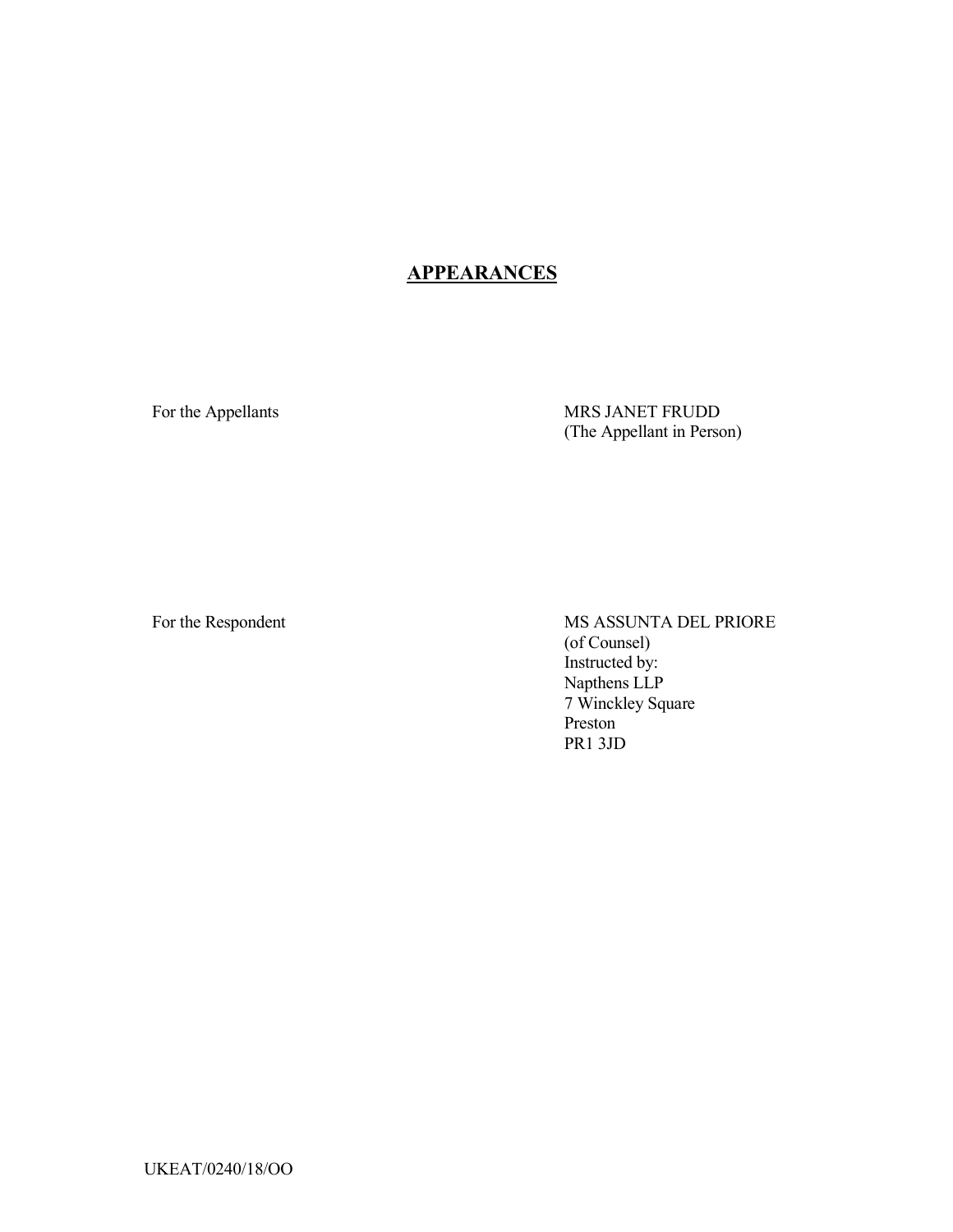## APPEARANCES

| | |
|---|---|
| For the Appellants | MRS JANET FRUDD<br>(The Appellant in Person) |
| For the Respondent | MS ASSUNTA DEL PRIORE<br>(of Counsel)<br>Instructed by:<br>Napthens LLP<br>7 Winckley Square<br>Preston<br>PR1 3JD |

UKEAT/0240/18/OO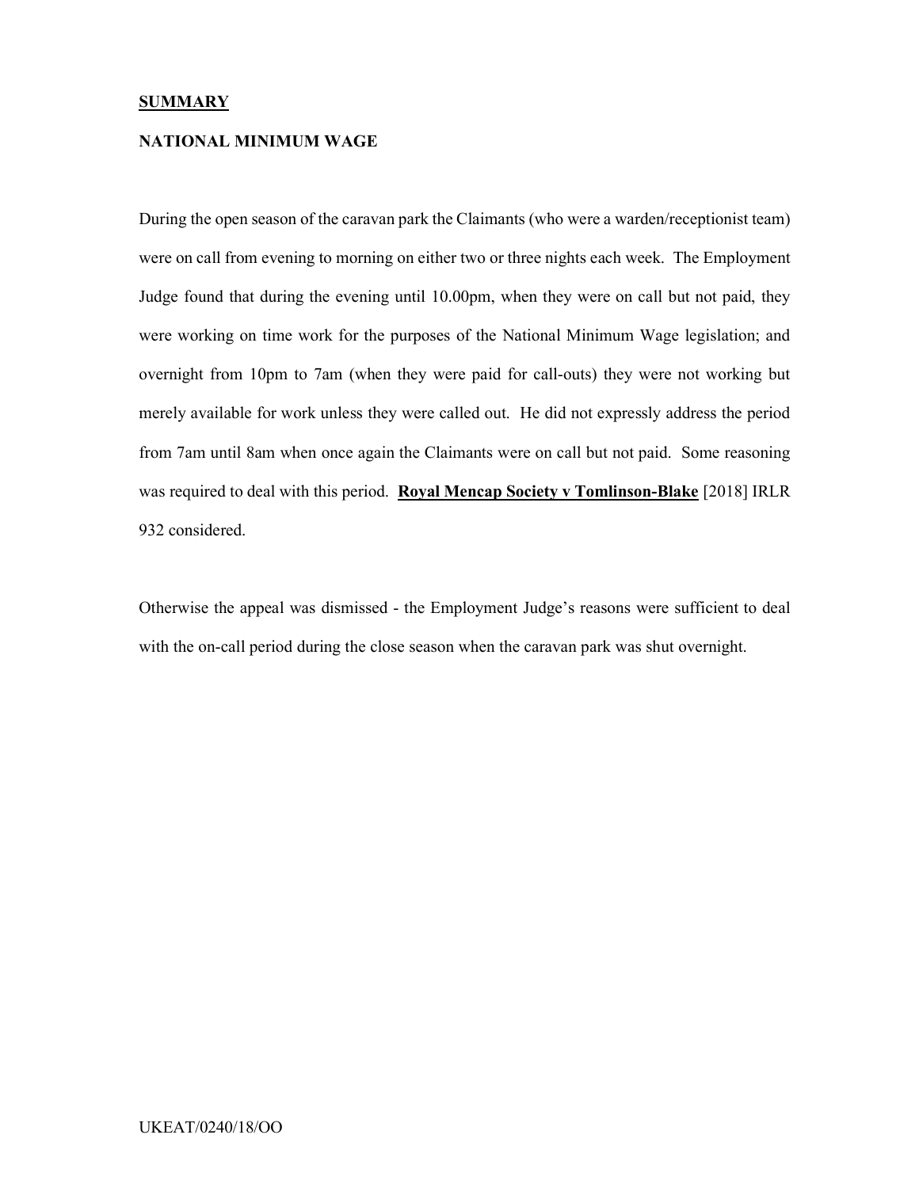**SUMMARY**

**NATIONAL MINIMUM WAGE**

During the open season of the caravan park the Claimants (who were a warden/receptionist team) were on call from evening to morning on either two or three nights each week. The Employment Judge found that during the evening until 10.00pm, when they were on call but not paid, they were working on time work for the purposes of the National Minimum Wage legislation; and overnight from 10pm to 7am (when they were paid for call-outs) they were not working but merely available for work unless they were called out. He did not expressly address the period from 7am until 8am when once again the Claimants were on call but not paid. Some reasoning was required to deal with this period. **Royal Mencap Society v Tomlinson-Blake** [2018] IRLR 932 considered.

Otherwise the appeal was dismissed - the Employment Judge's reasons were sufficient to deal with the on-call period during the close season when the caravan park was shut overnight.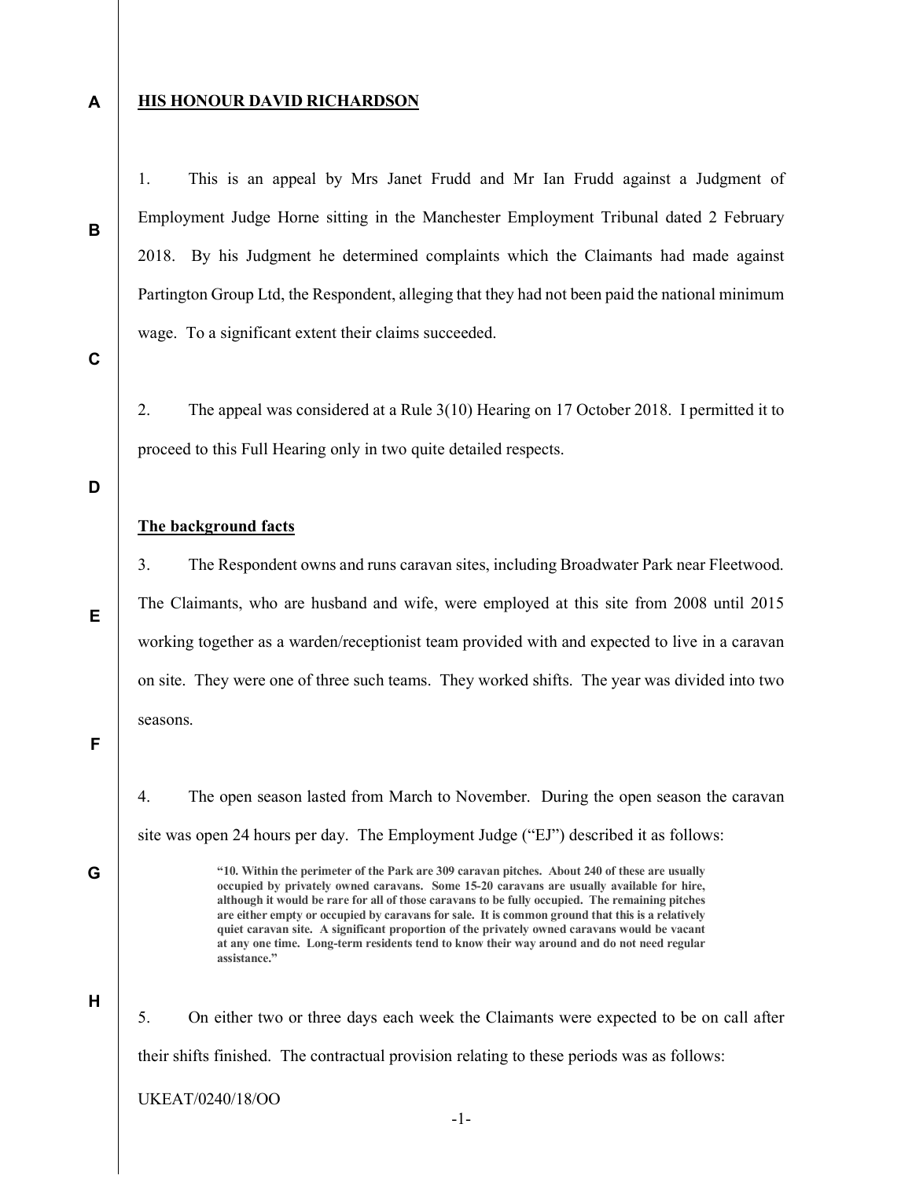## HIS HONOUR DAVID RICHARDSON

1. This is an appeal by Mrs Janet Frudd and Mr Ian Frudd against a Judgment of Employment Judge Horne sitting in the Manchester Employment Tribunal dated 2 February 2018. By his Judgment he determined complaints which the Claimants had made against Partington Group Ltd, the Respondent, alleging that they had not been paid the national minimum wage. To a significant extent their claims succeeded.

2. The appeal was considered at a Rule 3(10) Hearing on 17 October 2018. I permitted it to proceed to this Full Hearing only in two quite detailed respects.

### The background facts

3. The Respondent owns and runs caravan sites, including Broadwater Park near Fleetwood. The Claimants, who are husband and wife, were employed at this site from 2008 until 2015 working together as a warden/receptionist team provided with and expected to live in a caravan on site. They were one of three such teams. They worked shifts. The year was divided into two seasons.

4. The open season lasted from March to November. During the open season the caravan site was open 24 hours per day. The Employment Judge ("EJ") described it as follows:

> **"10. Within the perimeter of the Park are 309 caravan pitches. About 240 of these are usually occupied by privately owned caravans. Some 15-20 caravans are usually available for hire, although it would be rare for all of those caravans to be fully occupied. The remaining pitches are either empty or occupied by caravans for sale. It is common ground that this is a relatively quiet caravan site. A significant proportion of the privately owned caravans would be vacant at any one time. Long-term residents tend to know their way around and do not need regular assistance."**

5. On either two or three days each week the Claimants were expected to be on call after their shifts finished. The contractual provision relating to these periods was as follows: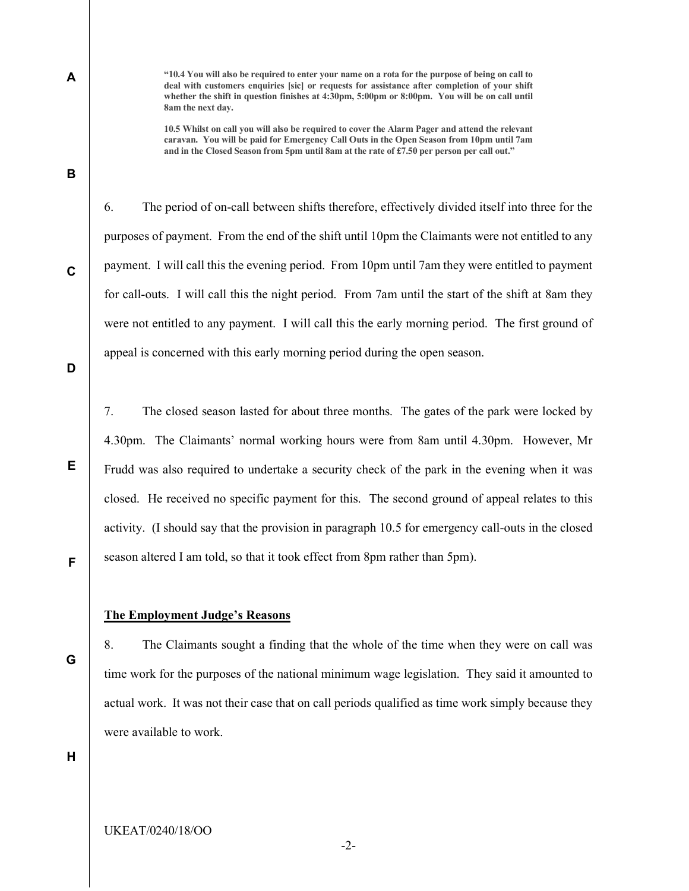**"10.4 You will also be required to enter your name on a rota for the purpose of being on call to deal with customers enquiries [sic] or requests for assistance after completion of your shift whether the shift in question finishes at 4:30pm, 5:00pm or 8:00pm. You will be on call until 8am the next day.**

**10.5 Whilst on call you will also be required to cover the Alarm Pager and attend the relevant caravan. You will be paid for Emergency Call Outs in the Open Season from 10pm until 7am and in the Closed Season from 5pm until 8am at the rate of £7.50 per person per call out."**

6. The period of on-call between shifts therefore, effectively divided itself into three for the purposes of payment. From the end of the shift until 10pm the Claimants were not entitled to any payment. I will call this the evening period. From 10pm until 7am they were entitled to payment for call-outs. I will call this the night period. From 7am until the start of the shift at 8am they were not entitled to any payment. I will call this the early morning period. The first ground of appeal is concerned with this early morning period during the open season.

7. The closed season lasted for about three months. The gates of the park were locked by 4.30pm. The Claimants' normal working hours were from 8am until 4.30pm. However, Mr Frudd was also required to undertake a security check of the park in the evening when it was closed. He received no specific payment for this. The second ground of appeal relates to this activity. (I should say that the provision in paragraph 10.5 for emergency call-outs in the closed season altered I am told, so that it took effect from 8pm rather than 5pm).

## The Employment Judge's Reasons

8. The Claimants sought a finding that the whole of the time when they were on call was time work for the purposes of the national minimum wage legislation. They said it amounted to actual work. It was not their case that on call periods qualified as time work simply because they were available to work.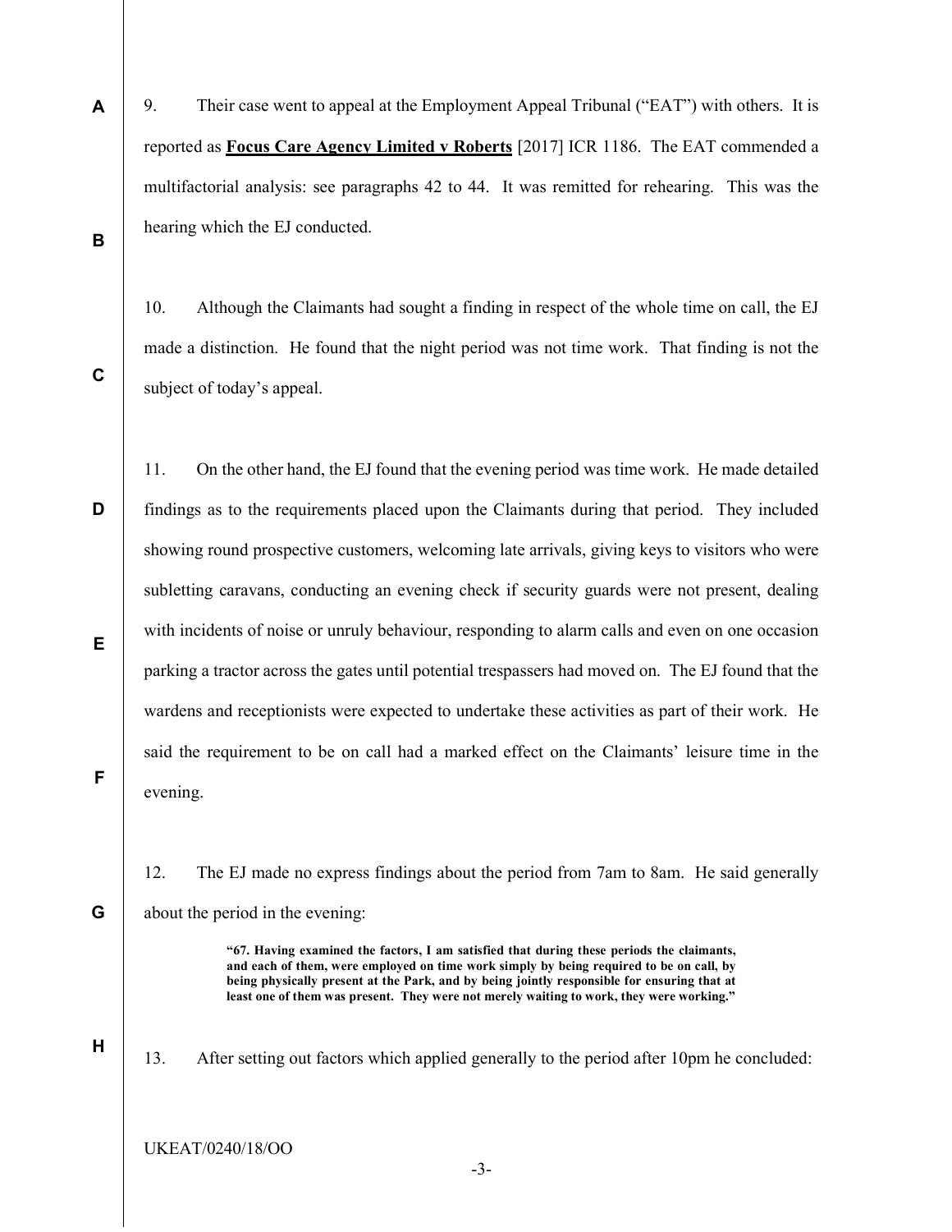9. Their case went to appeal at the Employment Appeal Tribunal ("EAT") with others. It is reported as **Focus Care Agency Limited v Roberts** [2017] ICR 1186. The EAT commended a multifactorial analysis: see paragraphs 42 to 44. It was remitted for rehearing. This was the hearing which the EJ conducted.

10. Although the Claimants had sought a finding in respect of the whole time on call, the EJ made a distinction. He found that the night period was not time work. That finding is not the subject of today's appeal.

11. On the other hand, the EJ found that the evening period was time work. He made detailed findings as to the requirements placed upon the Claimants during that period. They included showing round prospective customers, welcoming late arrivals, giving keys to visitors who were subletting caravans, conducting an evening check if security guards were not present, dealing with incidents of noise or unruly behaviour, responding to alarm calls and even on one occasion parking a tractor across the gates until potential trespassers had moved on. The EJ found that the wardens and receptionists were expected to undertake these activities as part of their work. He said the requirement to be on call had a marked effect on the Claimants' leisure time in the evening.

12. The EJ made no express findings about the period from 7am to 8am. He said generally about the period in the evening:

> **"67. Having examined the factors, I am satisfied that during these periods the claimants, and each of them, were employed on time work simply by being required to be on call, by being physically present at the Park, and by being jointly responsible for ensuring that at least one of them was present. They were not merely waiting to work, they were working."**

13. After setting out factors which applied generally to the period after 10pm he concluded: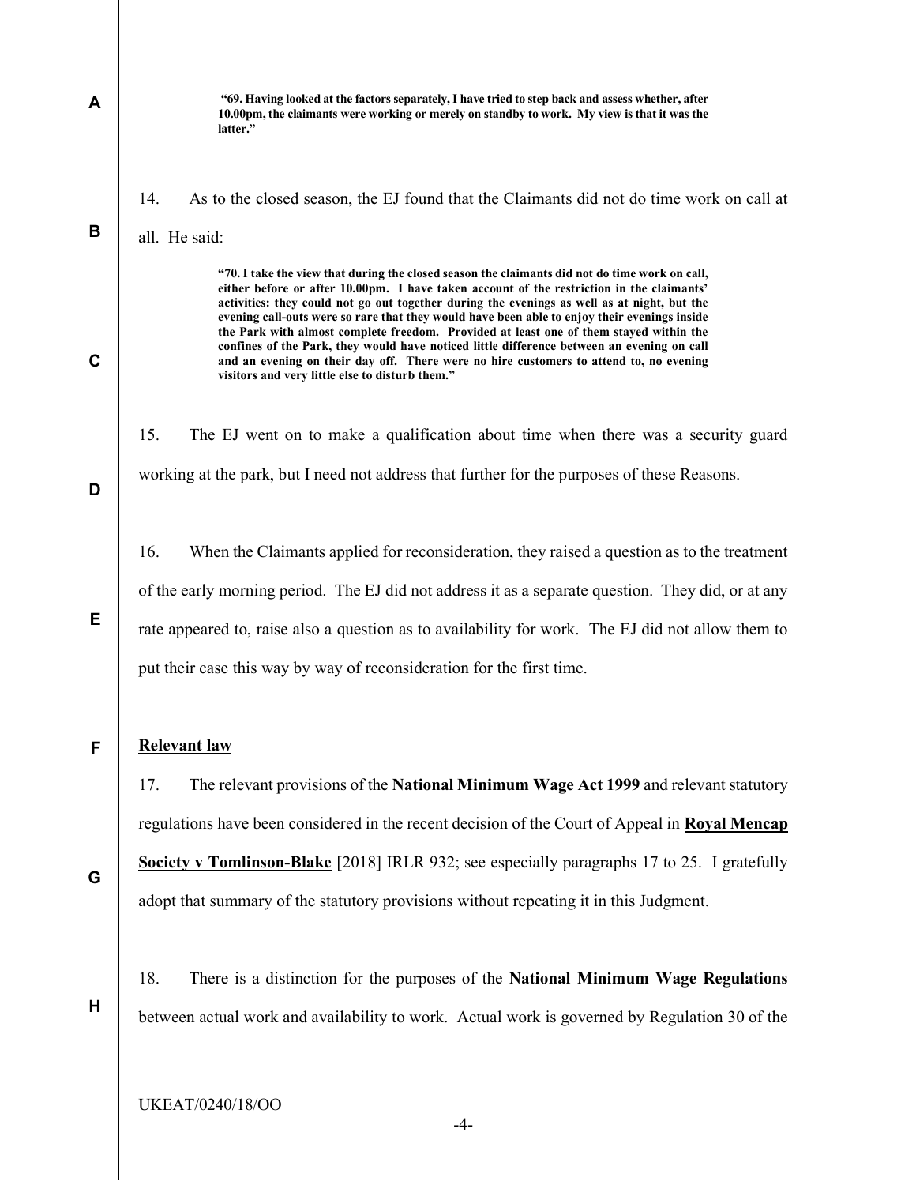> **"69. Having looked at the factors separately, I have tried to step back and assess whether, after 10.00pm, the claimants were working or merely on standby to work. My view is that it was the latter."**

14. As to the closed season, the EJ found that the Claimants did not do time work on call at all. He said:

> **"70. I take the view that during the closed season the claimants did not do time work on call, either before or after 10.00pm. I have taken account of the restriction in the claimants' activities: they could not go out together during the evenings as well as at night, but the evening call-outs were so rare that they would have been able to enjoy their evenings inside the Park with almost complete freedom. Provided at least one of them stayed within the confines of the Park, they would have noticed little difference between an evening on call and an evening on their day off. There were no hire customers to attend to, no evening visitors and very little else to disturb them."**

15. The EJ went on to make a qualification about time when there was a security guard working at the park, but I need not address that further for the purposes of these Reasons.

16. When the Claimants applied for reconsideration, they raised a question as to the treatment of the early morning period. The EJ did not address it as a separate question. They did, or at any rate appeared to, raise also a question as to availability for work. The EJ did not allow them to put their case this way by way of reconsideration for the first time.

## Relevant law

17. The relevant provisions of the **National Minimum Wage Act 1999** and relevant statutory regulations have been considered in the recent decision of the Court of Appeal in **Royal Mencap Society v Tomlinson-Blake** [2018] IRLR 932; see especially paragraphs 17 to 25. I gratefully adopt that summary of the statutory provisions without repeating it in this Judgment.

18. There is a distinction for the purposes of the **National Minimum Wage Regulations** between actual work and availability to work. Actual work is governed by Regulation 30 of the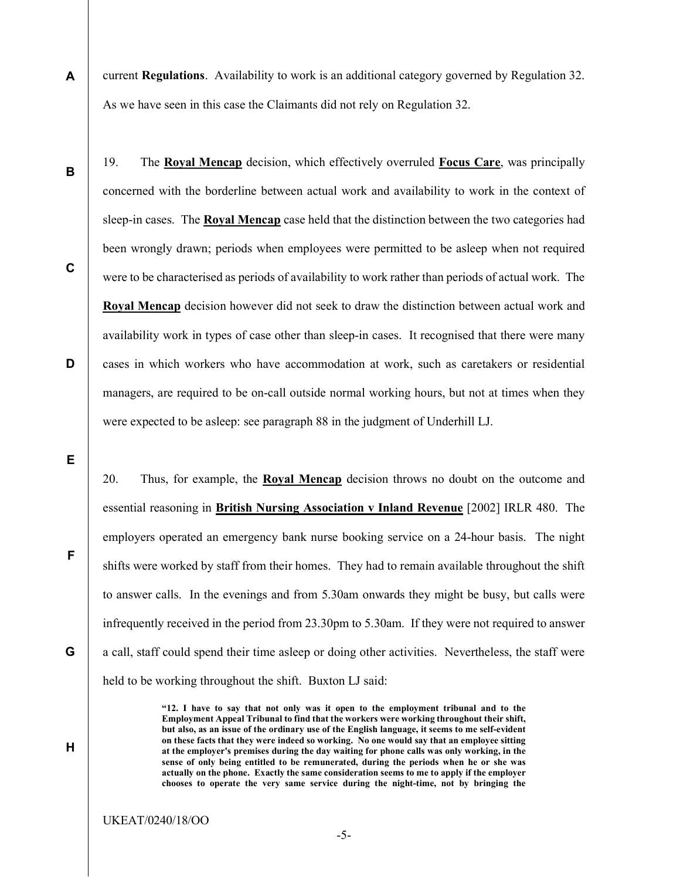current **Regulations**. Availability to work is an additional category governed by Regulation 32. As we have seen in this case the Claimants did not rely on Regulation 32.

19. The **Royal Mencap** decision, which effectively overruled **Focus Care**, was principally concerned with the borderline between actual work and availability to work in the context of sleep-in cases. The **Royal Mencap** case held that the distinction between the two categories had been wrongly drawn; periods when employees were permitted to be asleep when not required were to be characterised as periods of availability to work rather than periods of actual work. The **Royal Mencap** decision however did not seek to draw the distinction between actual work and availability work in types of case other than sleep-in cases. It recognised that there were many cases in which workers who have accommodation at work, such as caretakers or residential managers, are required to be on-call outside normal working hours, but not at times when they were expected to be asleep: see paragraph 88 in the judgment of Underhill LJ.

20. Thus, for example, the **Royal Mencap** decision throws no doubt on the outcome and essential reasoning in **British Nursing Association v Inland Revenue** [2002] IRLR 480. The employers operated an emergency bank nurse booking service on a 24-hour basis. The night shifts were worked by staff from their homes. They had to remain available throughout the shift to answer calls. In the evenings and from 5.30am onwards they might be busy, but calls were infrequently received in the period from 23.30pm to 5.30am. If they were not required to answer a call, staff could spend their time asleep or doing other activities. Nevertheless, the staff were held to be working throughout the shift. Buxton LJ said:

> **"12. I have to say that not only was it open to the employment tribunal and to the Employment Appeal Tribunal to find that the workers were working throughout their shift, but also, as an issue of the ordinary use of the English language, it seems to me self-evident on these facts that they were indeed so working. No one would say that an employee sitting at the employer's premises during the day waiting for phone calls was only working, in the sense of only being entitled to be remunerated, during the periods when he or she was actually on the phone. Exactly the same consideration seems to me to apply if the employer chooses to operate the very same service during the night-time, not by bringing the**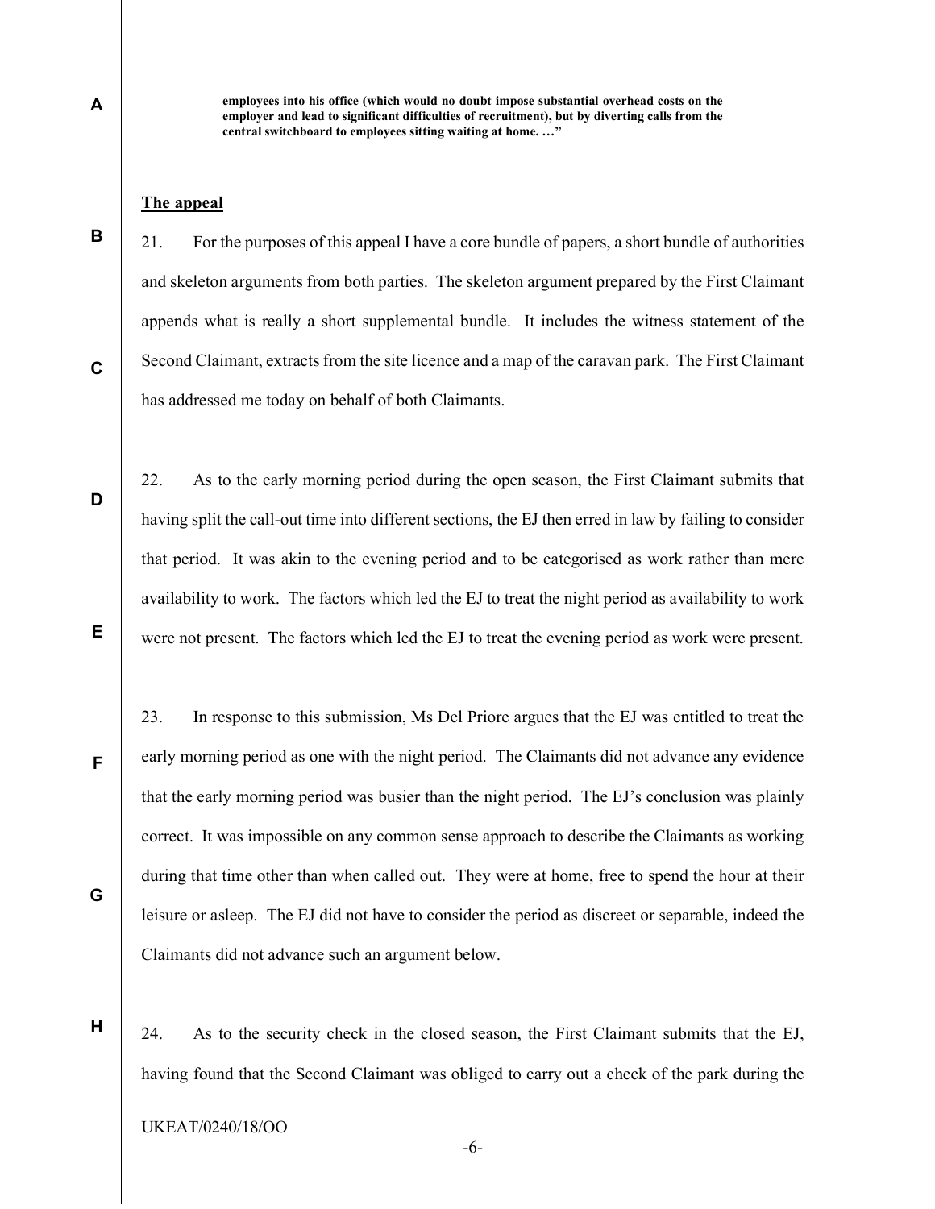**employees into his office (which would no doubt impose substantial overhead costs on the employer and lead to significant difficulties of recruitment), but by diverting calls from the central switchboard to employees sitting waiting at home. …"**

## The appeal

21. For the purposes of this appeal I have a core bundle of papers, a short bundle of authorities and skeleton arguments from both parties. The skeleton argument prepared by the First Claimant appends what is really a short supplemental bundle. It includes the witness statement of the Second Claimant, extracts from the site licence and a map of the caravan park. The First Claimant has addressed me today on behalf of both Claimants.

22. As to the early morning period during the open season, the First Claimant submits that having split the call-out time into different sections, the EJ then erred in law by failing to consider that period. It was akin to the evening period and to be categorised as work rather than mere availability to work. The factors which led the EJ to treat the night period as availability to work were not present. The factors which led the EJ to treat the evening period as work were present.

23. In response to this submission, Ms Del Priore argues that the EJ was entitled to treat the early morning period as one with the night period. The Claimants did not advance any evidence that the early morning period was busier than the night period. The EJ's conclusion was plainly correct. It was impossible on any common sense approach to describe the Claimants as working during that time other than when called out. They were at home, free to spend the hour at their leisure or asleep. The EJ did not have to consider the period as discreet or separable, indeed the Claimants did not advance such an argument below.

24. As to the security check in the closed season, the First Claimant submits that the EJ, having found that the Second Claimant was obliged to carry out a check of the park during the

UKEAT/0240/18/OO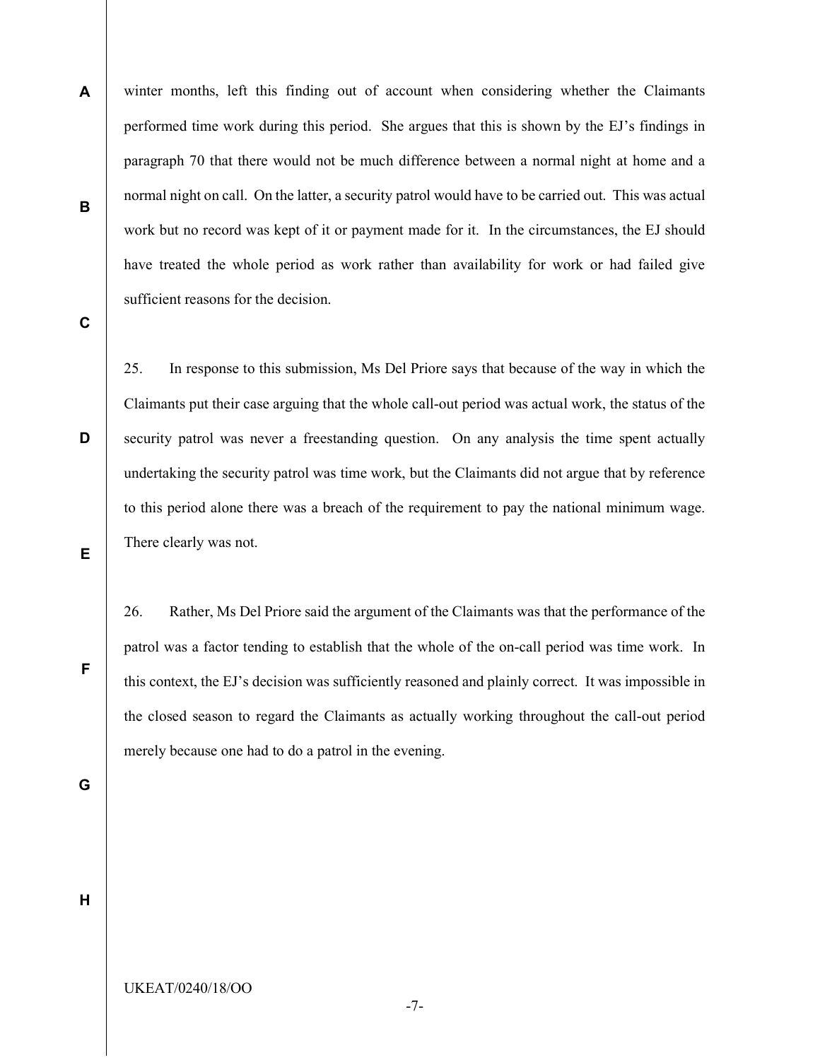winter months, left this finding out of account when considering whether the Claimants performed time work during this period. She argues that this is shown by the EJ's findings in paragraph 70 that there would not be much difference between a normal night at home and a normal night on call. On the latter, a security patrol would have to be carried out. This was actual work but no record was kept of it or payment made for it. In the circumstances, the EJ should have treated the whole period as work rather than availability for work or had failed give sufficient reasons for the decision.

25. In response to this submission, Ms Del Priore says that because of the way in which the Claimants put their case arguing that the whole call-out period was actual work, the status of the security patrol was never a freestanding question. On any analysis the time spent actually undertaking the security patrol was time work, but the Claimants did not argue that by reference to this period alone there was a breach of the requirement to pay the national minimum wage. There clearly was not.

26. Rather, Ms Del Priore said the argument of the Claimants was that the performance of the patrol was a factor tending to establish that the whole of the on-call period was time work. In this context, the EJ's decision was sufficiently reasoned and plainly correct. It was impossible in the closed season to regard the Claimants as actually working throughout the call-out period merely because one had to do a patrol in the evening.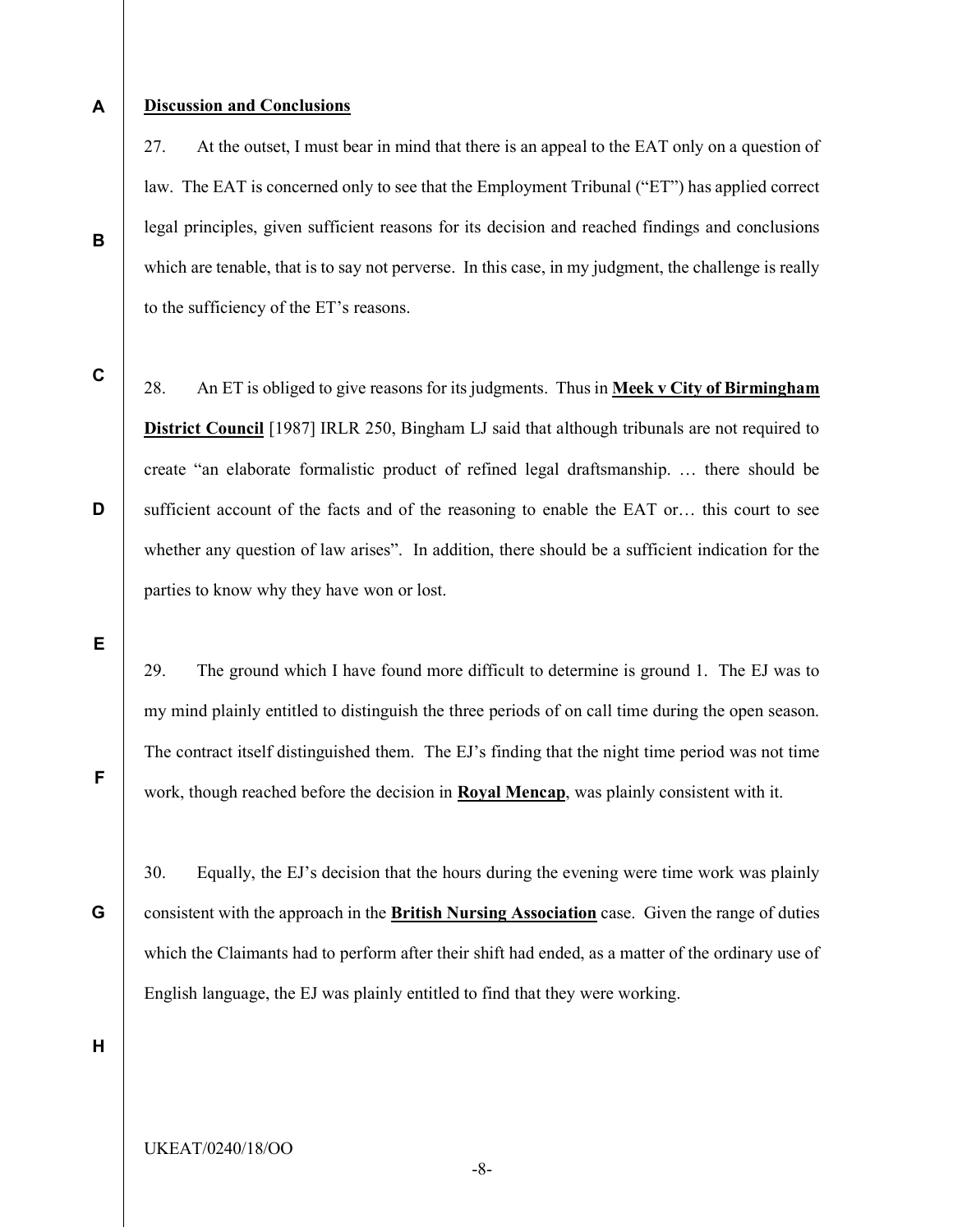**Discussion and Conclusions**

27. At the outset, I must bear in mind that there is an appeal to the EAT only on a question of law. The EAT is concerned only to see that the Employment Tribunal ("ET") has applied correct legal principles, given sufficient reasons for its decision and reached findings and conclusions which are tenable, that is to say not perverse. In this case, in my judgment, the challenge is really to the sufficiency of the ET's reasons.

28. An ET is obliged to give reasons for its judgments. Thus in **Meek v City of Birmingham District Council** [1987] IRLR 250, Bingham LJ said that although tribunals are not required to create "an elaborate formalistic product of refined legal draftsmanship. … there should be sufficient account of the facts and of the reasoning to enable the EAT or… this court to see whether any question of law arises". In addition, there should be a sufficient indication for the parties to know why they have won or lost.

29. The ground which I have found more difficult to determine is ground 1. The EJ was to my mind plainly entitled to distinguish the three periods of on call time during the open season. The contract itself distinguished them. The EJ's finding that the night time period was not time work, though reached before the decision in **Royal Mencap**, was plainly consistent with it.

30. Equally, the EJ's decision that the hours during the evening were time work was plainly consistent with the approach in the **British Nursing Association** case. Given the range of duties which the Claimants had to perform after their shift had ended, as a matter of the ordinary use of English language, the EJ was plainly entitled to find that they were working.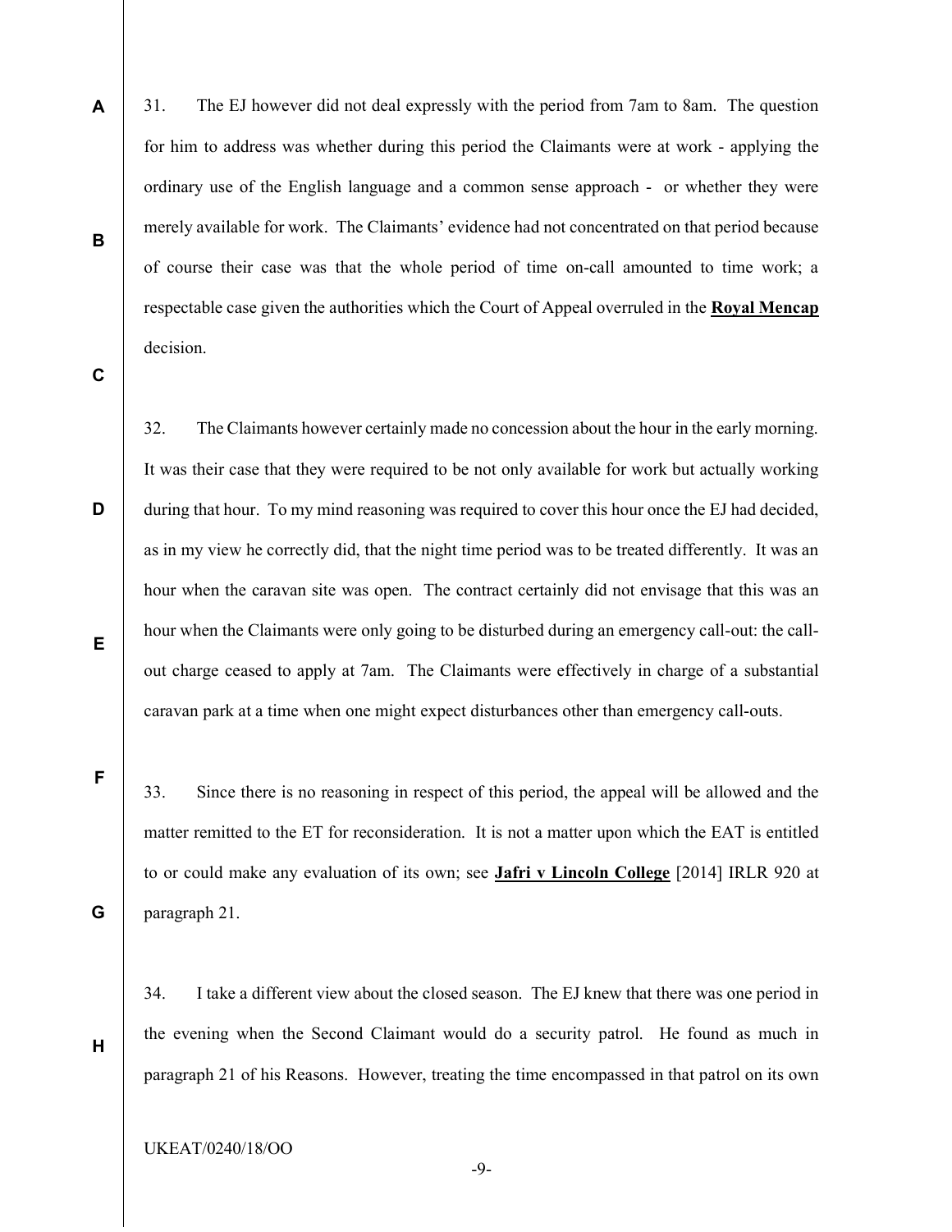31. The EJ however did not deal expressly with the period from 7am to 8am. The question for him to address was whether during this period the Claimants were at work - applying the ordinary use of the English language and a common sense approach - or whether they were merely available for work. The Claimants' evidence had not concentrated on that period because of course their case was that the whole period of time on-call amounted to time work; a respectable case given the authorities which the Court of Appeal overruled in the **Royal Mencap** decision.

32. The Claimants however certainly made no concession about the hour in the early morning. It was their case that they were required to be not only available for work but actually working during that hour. To my mind reasoning was required to cover this hour once the EJ had decided, as in my view he correctly did, that the night time period was to be treated differently. It was an hour when the caravan site was open. The contract certainly did not envisage that this was an hour when the Claimants were only going to be disturbed during an emergency call-out: the call-out charge ceased to apply at 7am. The Claimants were effectively in charge of a substantial caravan park at a time when one might expect disturbances other than emergency call-outs.

33. Since there is no reasoning in respect of this period, the appeal will be allowed and the matter remitted to the ET for reconsideration. It is not a matter upon which the EAT is entitled to or could make any evaluation of its own; see **Jafri v Lincoln College** [2014] IRLR 920 at paragraph 21.

34. I take a different view about the closed season. The EJ knew that there was one period in the evening when the Second Claimant would do a security patrol. He found as much in paragraph 21 of his Reasons. However, treating the time encompassed in that patrol on its own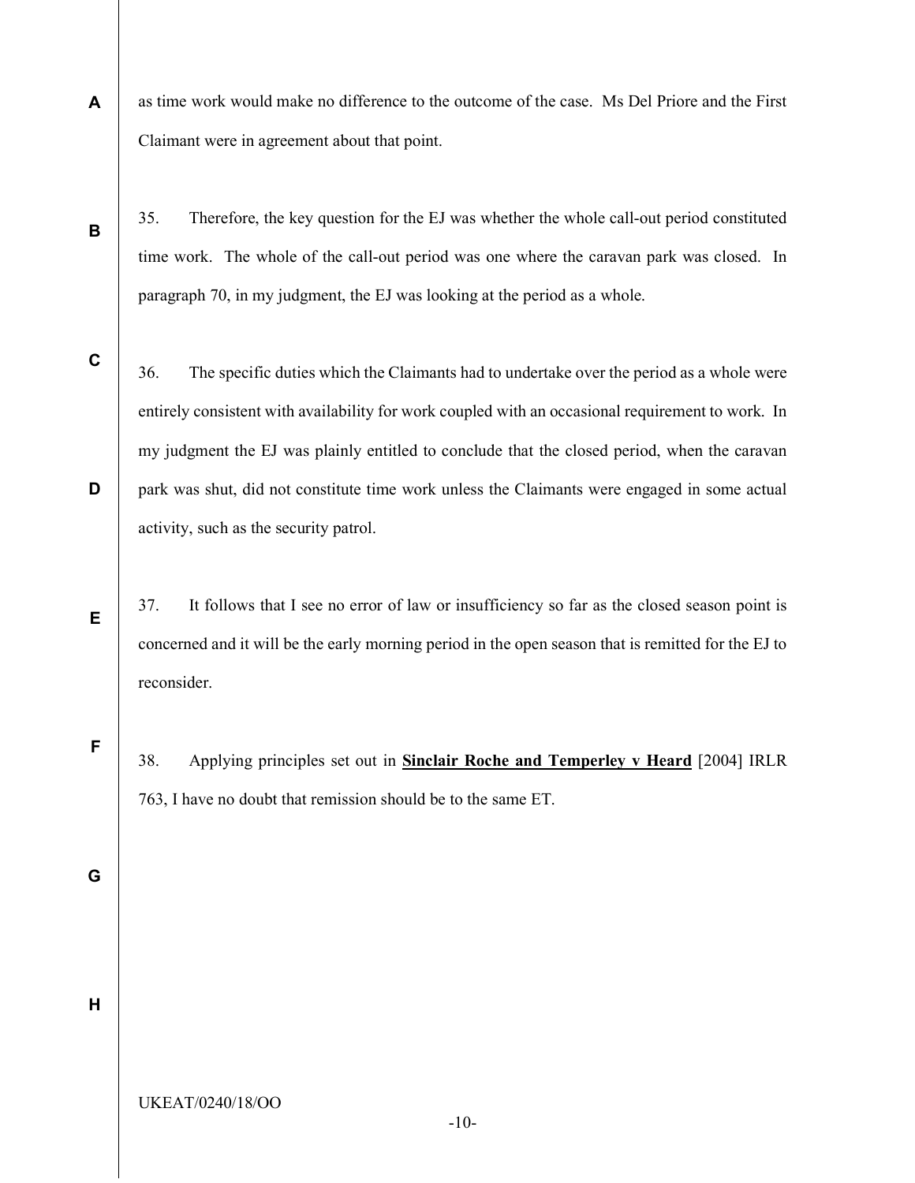as time work would make no difference to the outcome of the case. Ms Del Priore and the First Claimant were in agreement about that point.

35. Therefore, the key question for the EJ was whether the whole call-out period constituted time work. The whole of the call-out period was one where the caravan park was closed. In paragraph 70, in my judgment, the EJ was looking at the period as a whole.

36. The specific duties which the Claimants had to undertake over the period as a whole were entirely consistent with availability for work coupled with an occasional requirement to work. In my judgment the EJ was plainly entitled to conclude that the closed period, when the caravan park was shut, did not constitute time work unless the Claimants were engaged in some actual activity, such as the security patrol.

37. It follows that I see no error of law or insufficiency so far as the closed season point is concerned and it will be the early morning period in the open season that is remitted for the EJ to reconsider.

38. Applying principles set out in **Sinclair Roche and Temperley v Heard** [2004] IRLR 763, I have no doubt that remission should be to the same ET.